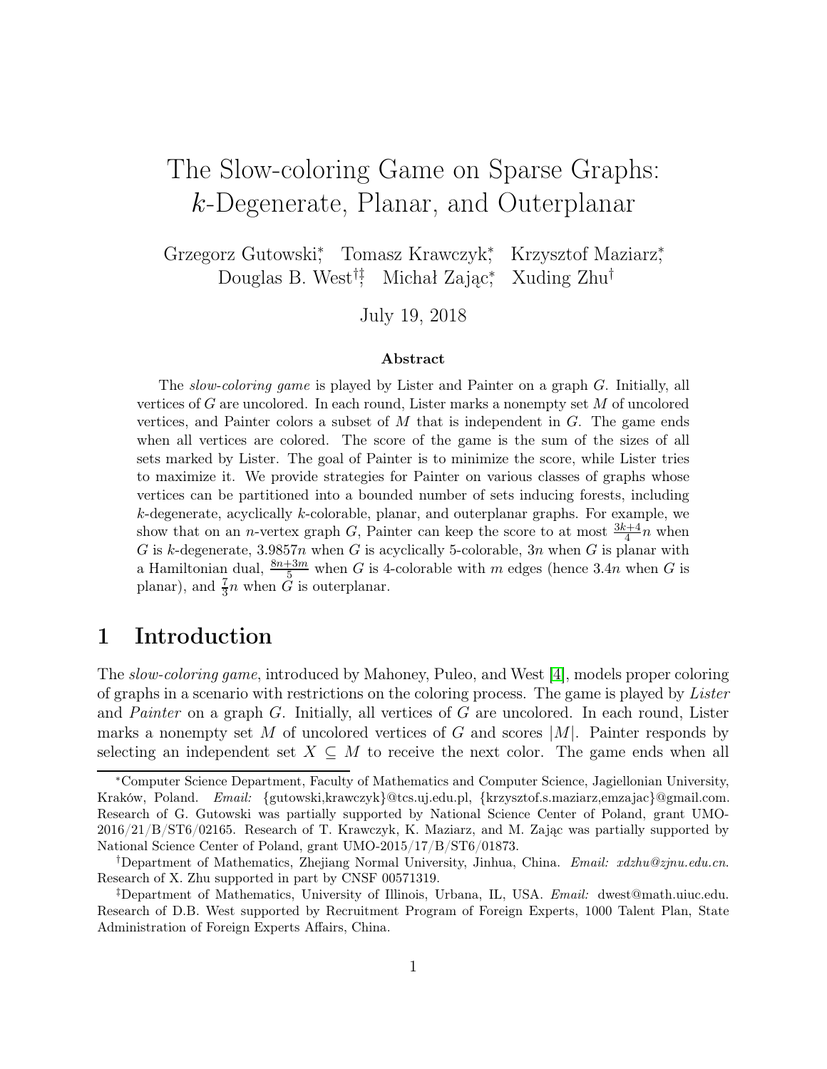# The Slow-coloring Game on Sparse Graphs: $k$-Degenerate, Planar, and Outerplanar

Grzegorz Gutowski[*], Tomasz Krawczyk[*], Krzysztof Maziarz[*], Douglas B. West[†‡], Michał Zając[*], Xuding Zhu[†]

July 19, 2018

### Abstract

The *slow-coloring game* is played by Lister and Painter on a graph $G$. Initially, all vertices of $G$ are uncolored. In each round, Lister marks a nonempty set $M$ of uncolored vertices, and Painter colors a subset of $M$ that is independent in $G$. The game ends when all vertices are colored. The score of the game is the sum of the sizes of all sets marked by Lister. The goal of Painter is to minimize the score, while Lister tries to maximize it. We provide strategies for Painter on various classes of graphs whose vertices can be partitioned into a bounded number of sets inducing forests, including $k$-degenerate, acyclically $k$-colorable, planar, and outerplanar graphs. For example, we show that on an $n$-vertex graph $G$, Painter can keep the score to at most $\frac{3k+4}{4}n$ when $G$ is $k$-degenerate, $3.9857n$ when $G$ is acyclically 5-colorable, $3n$ when $G$ is planar with a Hamiltonian dual, $\frac{8n+3m}{5}$ when $G$ is 4-colorable with $m$ edges (hence $3.4n$ when $G$ is planar), and $\frac{7}{3}n$ when $G$ is outerplanar.

## 1 Introduction

The *slow-coloring game*, introduced by Mahoney, Puleo, and West [4], models proper coloring of graphs in a scenario with restrictions on the coloring process. The game is played by *Lister* and *Painter* on a graph $G$. Initially, all vertices of $G$ are uncolored. In each round, Lister marks a nonempty set $M$ of uncolored vertices of $G$ and scores $|M|$. Painter responds by selecting an independent set $X \subseteq M$ to receive the next color. The game ends when all

---

[*]Computer Science Department, Faculty of Mathematics and Computer Science, Jagiellonian University, Kraków, Poland. *Email:* {gutowski,krawczyk}@tcs.uj.edu.pl, {krzysztof.s.maziarz,emzajac}@gmail.com. Research of G. Gutowski was partially supported by National Science Center of Poland, grant UMO-2016/21/B/ST6/02165. Research of T. Krawczyk, K. Maziarz, and M. Zając was partially supported by National Science Center of Poland, grant UMO-2015/17/B/ST6/01873.

[†]Department of Mathematics, Zhejiang Normal University, Jinhua, China. *Email:* *xdzhu@zjnu.edu.cn*. Research of X. Zhu supported in part by CNSF 00571319.

[‡]Department of Mathematics, University of Illinois, Urbana, IL, USA. *Email:* dwest@math.uiuc.edu. Research of D.B. West supported by Recruitment Program of Foreign Experts, 1000 Talent Plan, State Administration of Foreign Experts Affairs, China.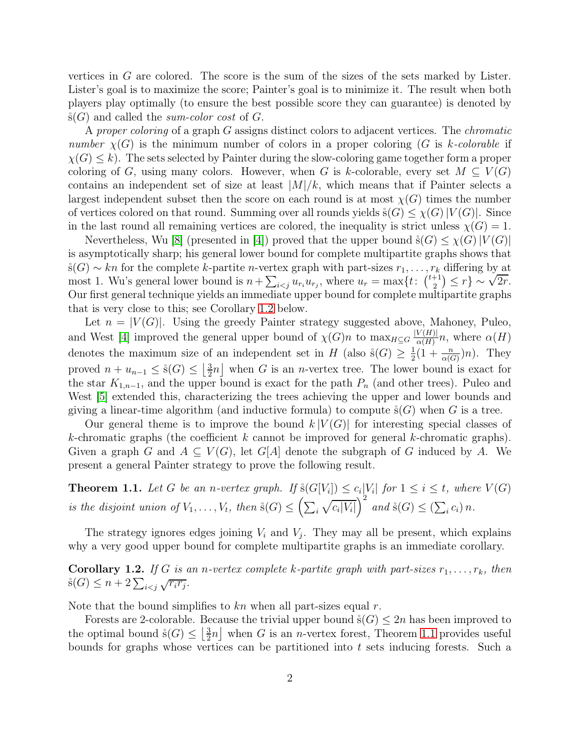vertices in $G$ are colored. The score is the sum of the sizes of the sets marked by Lister. Lister's goal is to maximize the score; Painter's goal is to minimize it. The result when both players play optimally (to ensure the best possible score they can guarantee) is denoted by $\mathring{s}(G)$ and called the *sum-color cost* of $G$.

A *proper coloring* of a graph $G$ assigns distinct colors to adjacent vertices. The *chromatic number* $\chi(G)$ is the minimum number of colors in a proper coloring ($G$ is *$k$-colorable* if $\chi(G) \le k$). The sets selected by Painter during the slow-coloring game together form a proper coloring of $G$, using many colors. However, when $G$ is $k$-colorable, every set $M \subseteq V(G)$ contains an independent set of size at least $|M|/k$, which means that if Painter selects a largest independent subset then the score on each round is at most $\chi(G)$ times the number of vertices colored on that round. Summing over all rounds yields $\mathring{s}(G) \le \chi(G)\,|V(G)|$. Since in the last round all remaining vertices are colored, the inequality is strict unless $\chi(G) = 1$.

Nevertheless, Wu [8] (presented in [4]) proved that the upper bound $\mathring{s}(G) \le \chi(G)\,|V(G)|$ is asymptotically sharp; his general lower bound for complete multipartite graphs shows that $\mathring{s}(G) \sim kn$ for the complete $k$-partite $n$-vertex graph with part-sizes $r_1, \dots, r_k$ differing by at most 1. Wu's general lower bound is $n + \sum_{i<j} u_{r_i} u_{r_j}$, where $u_r = \max\{t\colon \binom{t+1}{2} \le r\} \sim \sqrt{2r}$. Our first general technique yields an immediate upper bound for complete multipartite graphs that is very close to this; see Corollary 1.2 below.

Let $n = |V(G)|$. Using the greedy Painter strategy suggested above, Mahoney, Puleo, and West [4] improved the general upper bound of $\chi(G)n$ to $\max_{H \subseteq G} \frac{|V(H)|}{\alpha(H)} n$, where $\alpha(H)$ denotes the maximum size of an independent set in $H$ (also $\mathring{s}(G) \ge \frac{1}{2}(1 + \frac{n}{\alpha(G)})n$). They proved $n + u_{n-1} \le \mathring{s}(G) \le \left\lfloor \frac{3}{2} n \right\rfloor$ when $G$ is an $n$-vertex tree. The lower bound is exact for the star $K_{1,n-1}$, and the upper bound is exact for the path $P_n$ (and other trees). Puleo and West [5] extended this, characterizing the trees achieving the upper and lower bounds and giving a linear-time algorithm (and inductive formula) to compute $\mathring{s}(G)$ when $G$ is a tree.

Our general theme is to improve the bound $k\,|V(G)|$ for interesting special classes of $k$-chromatic graphs (the coefficient $k$ cannot be improved for general $k$-chromatic graphs). Given a graph $G$ and $A \subseteq V(G)$, let $G[A]$ denote the subgraph of $G$ induced by $A$. We present a general Painter strategy to prove the following result.

**Theorem 1.1.** *Let $G$ be an $n$-vertex graph. If $\mathring{s}(G[V_i]) \le c_i |V_i|$ for $1 \le i \le t$, where $V(G)$ is the disjoint union of $V_1, \dots, V_t$, then $\mathring{s}(G) \le \left(\sum_i \sqrt{c_i |V_i|}\right)^2$ and $\mathring{s}(G) \le (\sum_i c_i)\, n$.*

The strategy ignores edges joining $V_i$ and $V_j$. They may all be present, which explains why a very good upper bound for complete multipartite graphs is an immediate corollary.

**Corollary 1.2.** *If $G$ is an $n$-vertex complete $k$-partite graph with part-sizes $r_1, \dots, r_k$, then $\mathring{s}(G) \le n + 2\sum_{i<j} \sqrt{r_i r_j}$.*

Note that the bound simplifies to $kn$ when all part-sizes equal $r$.

Forests are 2-colorable. Because the trivial upper bound $\mathring{s}(G) \le 2n$ has been improved to the optimal bound $\mathring{s}(G) \le \left\lfloor \frac{3}{2} n \right\rfloor$ when $G$ is an $n$-vertex forest, Theorem 1.1 provides useful bounds for graphs whose vertices can be partitioned into $t$ sets inducing forests. Such a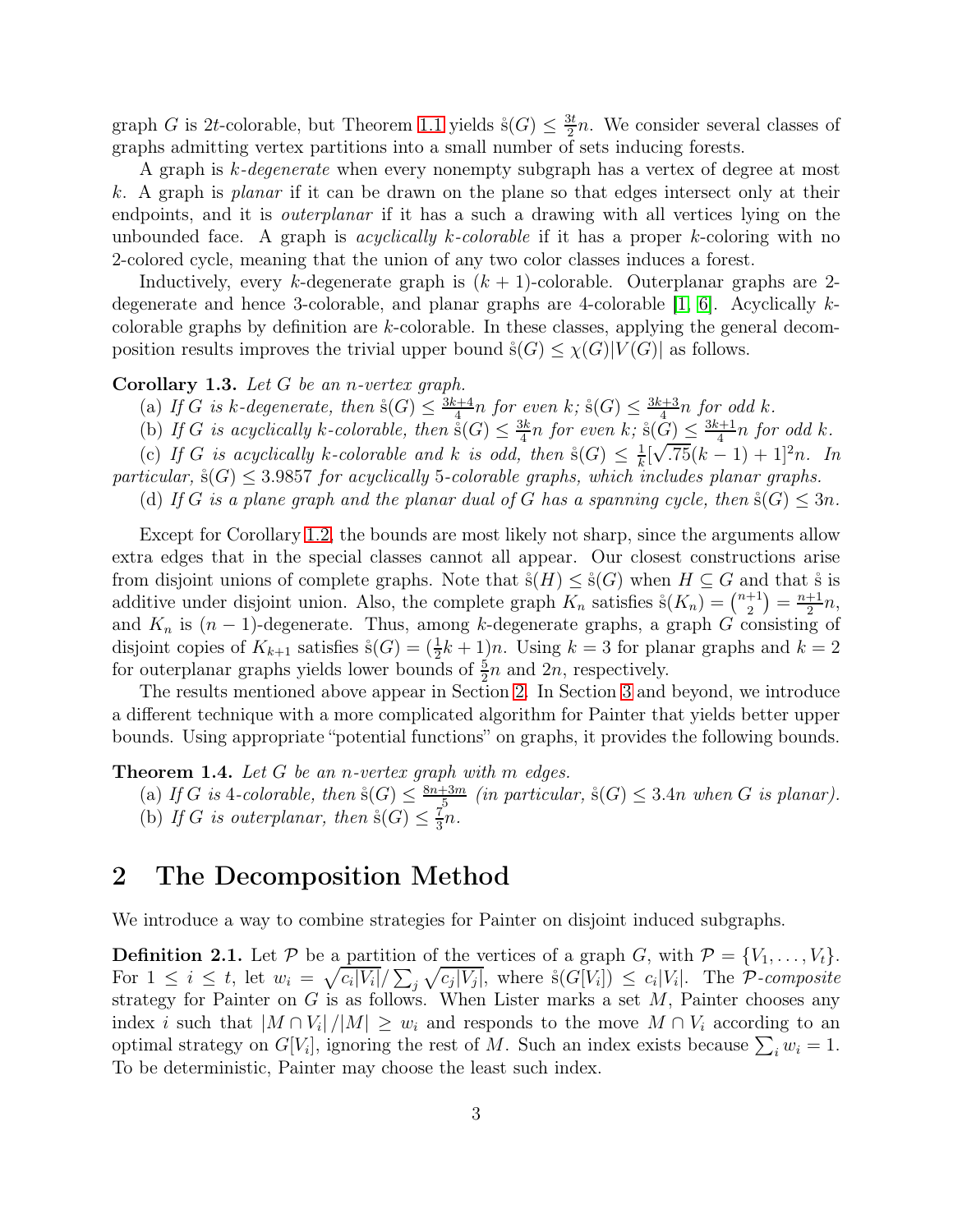graph $G$ is $2t$-colorable, but Theorem 1.1 yields $\mathring{s}(G) \le \frac{3t}{2}n$. We consider several classes of graphs admitting vertex partitions into a small number of sets inducing forests.

A graph is *k-degenerate* when every nonempty subgraph has a vertex of degree at most $k$. A graph is *planar* if it can be drawn on the plane so that edges intersect only at their endpoints, and it is *outerplanar* if it has a such a drawing with all vertices lying on the unbounded face. A graph is *acyclically k-colorable* if it has a proper $k$-coloring with no 2-colored cycle, meaning that the union of any two color classes induces a forest.

Inductively, every $k$-degenerate graph is $(k+1)$-colorable. Outerplanar graphs are 2-degenerate and hence 3-colorable, and planar graphs are 4-colorable [1, 6]. Acyclically $k$-colorable graphs by definition are $k$-colorable. In these classes, applying the general decomposition results improves the trivial upper bound $\mathring{s}(G) \le \chi(G)|V(G)|$ as follows.

**Corollary 1.3.** *Let $G$ be an $n$-vertex graph.*

(a) *If $G$ is $k$-degenerate, then $\mathring{s}(G) \le \frac{3k+4}{4}n$ for even $k$; $\mathring{s}(G) \le \frac{3k+3}{4}n$ for odd $k$.*

(b) *If $G$ is acyclically $k$-colorable, then $\mathring{s}(G) \le \frac{3k}{4}n$ for even $k$; $\mathring{s}(G) \le \frac{3k+1}{4}n$ for odd $k$.*

(c) *If $G$ is acyclically $k$-colorable and $k$ is odd, then $\mathring{s}(G) \le \frac{1}{k}[\sqrt{.75}(k-1)+1]^2 n$. In particular, $\mathring{s}(G) \le 3.9857$ for acyclically 5-colorable graphs, which includes planar graphs.*

(d) *If $G$ is a plane graph and the planar dual of $G$ has a spanning cycle, then $\mathring{s}(G) \le 3n$.*

Except for Corollary 1.2, the bounds are most likely not sharp, since the arguments allow extra edges that in the special classes cannot all appear. Our closest constructions arise from disjoint unions of complete graphs. Note that $\mathring{s}(H) \le \mathring{s}(G)$ when $H \subseteq G$ and that $\mathring{s}$ is additive under disjoint union. Also, the complete graph $K_n$ satisfies $\mathring{s}(K_n) = \binom{n+1}{2} = \frac{n+1}{2}n$, and $K_n$ is $(n-1)$-degenerate. Thus, among $k$-degenerate graphs, a graph $G$ consisting of disjoint copies of $K_{k+1}$ satisfies $\mathring{s}(G) = (\frac{1}{2}k+1)n$. Using $k = 3$ for planar graphs and $k = 2$ for outerplanar graphs yields lower bounds of $\frac{5}{2}n$ and $2n$, respectively.

The results mentioned above appear in Section 2. In Section 3 and beyond, we introduce a different technique with a more complicated algorithm for Painter that yields better upper bounds. Using appropriate "potential functions" on graphs, it provides the following bounds.

**Theorem 1.4.** *Let $G$ be an $n$-vertex graph with $m$ edges.*

(a) *If $G$ is 4-colorable, then $\mathring{s}(G) \le \frac{8n+3m}{5}$ (in particular, $\mathring{s}(G) \le 3.4n$ when $G$ is planar).*

(b) *If $G$ is outerplanar, then $\mathring{s}(G) \le \frac{7}{3}n$.*

## 2 The Decomposition Method

We introduce a way to combine strategies for Painter on disjoint induced subgraphs.

**Definition 2.1.** Let $\mathcal{P}$ be a partition of the vertices of a graph $G$, with $\mathcal{P} = \{V_1, \ldots, V_t\}$. For $1 \le i \le t$, let $w_i = \sqrt{c_i|V_i|}/\sum_j \sqrt{c_j|V_j|}$, where $\mathring{s}(G[V_i]) \le c_i|V_i|$. The *$\mathcal{P}$-composite* strategy for Painter on $G$ is as follows. When Lister marks a set $M$, Painter chooses any index $i$ such that $|M \cap V_i|/|M| \ge w_i$ and responds to the move $M \cap V_i$ according to an optimal strategy on $G[V_i]$, ignoring the rest of $M$. Such an index exists because $\sum_i w_i = 1$. To be deterministic, Painter may choose the least such index.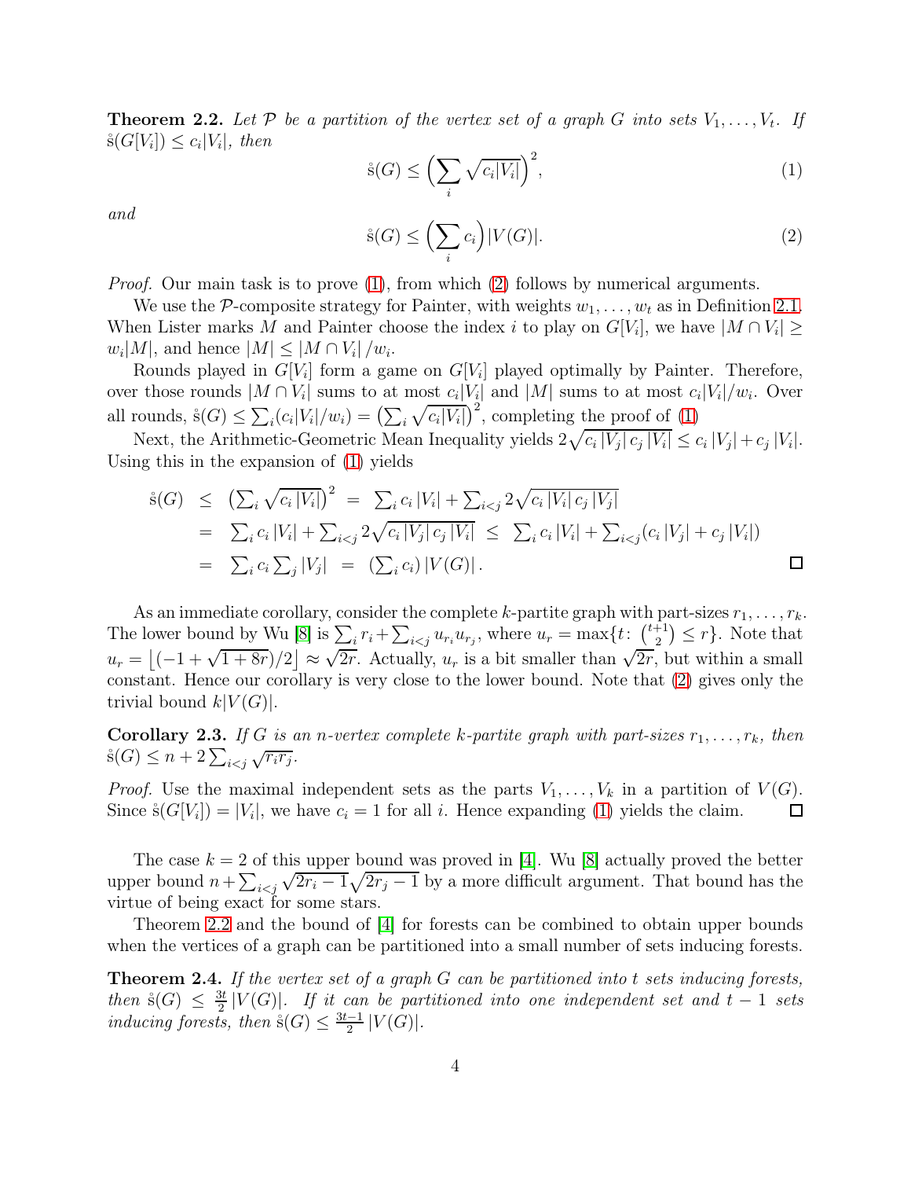**Theorem 2.2.** *Let $\mathcal{P}$ be a partition of the vertex set of a graph $G$ into sets $V_1, \ldots, V_t$. If $\mathring{s}(G[V_i]) \le c_i|V_i|$, then*

$$\mathring{s}(G) \le \Big(\sum_i \sqrt{c_i|V_i|}\Big)^2, \tag{1}$$

*and*

$$\mathring{s}(G) \le \Big(\sum_i c_i\Big)|V(G)|. \tag{2}$$

*Proof.* Our main task is to prove (1), from which (2) follows by numerical arguments.

We use the $\mathcal{P}$-composite strategy for Painter, with weights $w_1, \ldots, w_t$ as in Definition 2.1. When Lister marks $M$ and Painter choose the index $i$ to play on $G[V_i]$, we have $|M \cap V_i| \ge w_i|M|$, and hence $|M| \le |M \cap V_i|/w_i$.

Rounds played in $G[V_i]$ form a game on $G[V_i]$ played optimally by Painter. Therefore, over those rounds $|M \cap V_i|$ sums to at most $c_i|V_i|$ and $|M|$ sums to at most $c_i|V_i|/w_i$. Over all rounds, $\mathring{s}(G) \le \sum_i (c_i|V_i|/w_i) = \big(\sum_i \sqrt{c_i|V_i|}\big)^2$, completing the proof of (1)

Next, the Arithmetic-Geometric Mean Inequality yields $2\sqrt{c_i\,|V_j|\,c_j\,|V_i|} \le c_i\,|V_j| + c_j\,|V_i|$. Using this in the expansion of (1) yields

$$\begin{aligned}
\mathring{s}(G) &\le \big(\textstyle\sum_i \sqrt{c_i\,|V_i|}\big)^2 \;=\; \textstyle\sum_i c_i\,|V_i| + \sum_{i<j} 2\sqrt{c_i\,|V_i|\,c_j\,|V_j|} \\
&= \textstyle\sum_i c_i\,|V_i| + \sum_{i<j} 2\sqrt{c_i\,|V_j|\,c_j\,|V_i|} \;\le\; \sum_i c_i\,|V_i| + \sum_{i<j}(c_i\,|V_j| + c_j\,|V_i|) \\
&= \textstyle\sum_i c_i \sum_j |V_j| \;=\; \left(\sum_i c_i\right)|V(G)|\,.
\end{aligned}$$

□

As an immediate corollary, consider the complete $k$-partite graph with part-sizes $r_1, \ldots, r_k$. The lower bound by Wu [8] is $\sum_i r_i + \sum_{i<j} u_{r_i} u_{r_j}$, where $u_r = \max\{t\colon \binom{t+1}{2} \le r\}$. Note that $u_r = \lfloor(-1+\sqrt{1+8r})/2\rfloor \approx \sqrt{2r}$. Actually, $u_r$ is a bit smaller than $\sqrt{2r}$, but within a small constant. Hence our corollary is very close to the lower bound. Note that (2) gives only the trivial bound $k|V(G)|$.

**Corollary 2.3.** *If $G$ is an $n$-vertex complete $k$-partite graph with part-sizes $r_1, \ldots, r_k$, then $\mathring{s}(G) \le n + 2\sum_{i<j}\sqrt{r_i r_j}$.*

*Proof.* Use the maximal independent sets as the parts $V_1, \ldots, V_k$ in a partition of $V(G)$. Since $\mathring{s}(G[V_i]) = |V_i|$, we have $c_i = 1$ for all $i$. Hence expanding (1) yields the claim. □

The case $k = 2$ of this upper bound was proved in [4]. Wu [8] actually proved the better upper bound $n + \sum_{i<j}\sqrt{2r_i - 1}\sqrt{2r_j - 1}$ by a more difficult argument. That bound has the virtue of being exact for some stars.

Theorem 2.2 and the bound of [4] for forests can be combined to obtain upper bounds when the vertices of a graph can be partitioned into a small number of sets inducing forests.

**Theorem 2.4.** *If the vertex set of a graph $G$ can be partitioned into $t$ sets inducing forests, then $\mathring{s}(G) \le \frac{3t}{2}|V(G)|$. If it can be partitioned into one independent set and $t-1$ sets inducing forests, then $\mathring{s}(G) \le \frac{3t-1}{2}|V(G)|$.*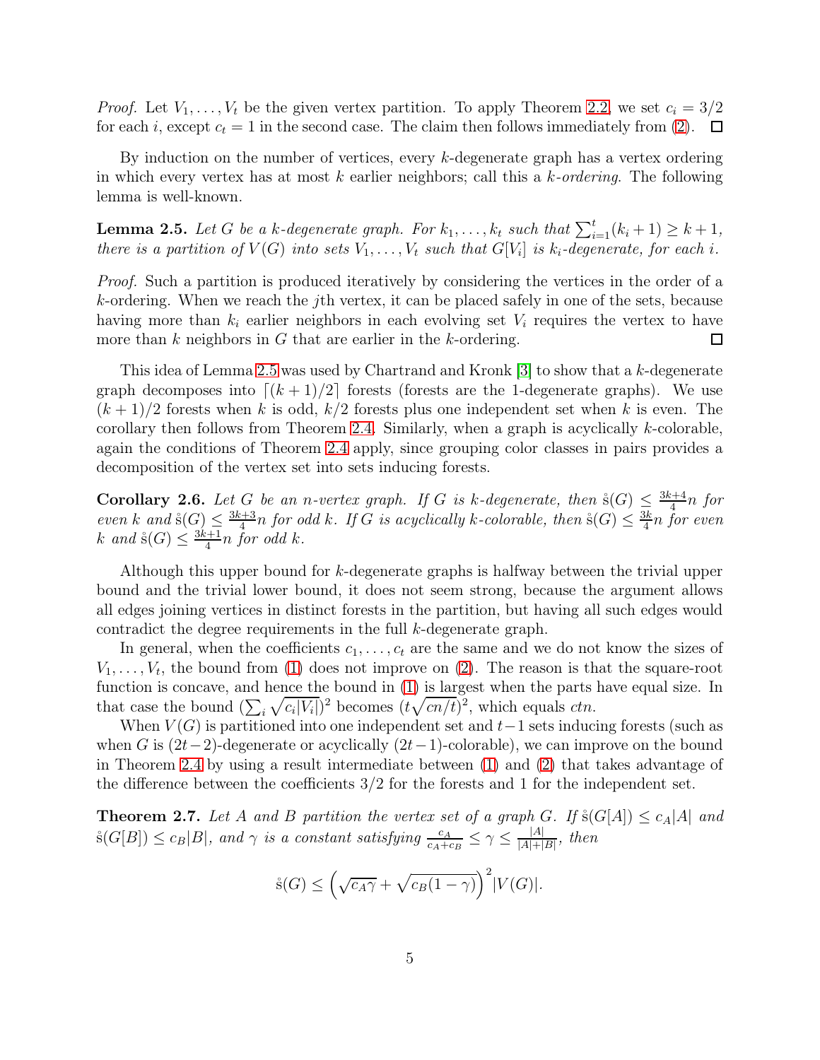*Proof.* Let $V_1, \ldots, V_t$ be the given vertex partition. To apply Theorem 2.2, we set $c_i = 3/2$ for each $i$, except $c_t = 1$ in the second case. The claim then follows immediately from (2). $\square$

By induction on the number of vertices, every $k$-degenerate graph has a vertex ordering in which every vertex has at most $k$ earlier neighbors; call this a *$k$-ordering*. The following lemma is well-known.

**Lemma 2.5.** *Let $G$ be a $k$-degenerate graph. For $k_1, \ldots, k_t$ such that $\sum_{i=1}^{t}(k_i + 1) \geq k + 1$, there is a partition of $V(G)$ into sets $V_1, \ldots, V_t$ such that $G[V_i]$ is $k_i$-degenerate, for each $i$.*

*Proof.* Such a partition is produced iteratively by considering the vertices in the order of a $k$-ordering. When we reach the $j$th vertex, it can be placed safely in one of the sets, because having more than $k_i$ earlier neighbors in each evolving set $V_i$ requires the vertex to have more than $k$ neighbors in $G$ that are earlier in the $k$-ordering. $\square$

This idea of Lemma 2.5 was used by Chartrand and Kronk [3] to show that a $k$-degenerate graph decomposes into $\lceil (k+1)/2 \rceil$ forests (forests are the 1-degenerate graphs). We use $(k+1)/2$ forests when $k$ is odd, $k/2$ forests plus one independent set when $k$ is even. The corollary then follows from Theorem 2.4. Similarly, when a graph is acyclically $k$-colorable, again the conditions of Theorem 2.4 apply, since grouping color classes in pairs provides a decomposition of the vertex set into sets inducing forests.

**Corollary 2.6.** *Let $G$ be an $n$-vertex graph. If $G$ is $k$-degenerate, then $\mathring{s}(G) \leq \frac{3k+4}{4}n$ for even $k$ and $\mathring{s}(G) \leq \frac{3k+3}{4}n$ for odd $k$. If $G$ is acyclically $k$-colorable, then $\mathring{s}(G) \leq \frac{3k}{4}n$ for even $k$ and $\mathring{s}(G) \leq \frac{3k+1}{4}n$ for odd $k$.*

Although this upper bound for $k$-degenerate graphs is halfway between the trivial upper bound and the trivial lower bound, it does not seem strong, because the argument allows all edges joining vertices in distinct forests in the partition, but having all such edges would contradict the degree requirements in the full $k$-degenerate graph.

In general, when the coefficients $c_1, \ldots, c_t$ are the same and we do not know the sizes of $V_1, \ldots, V_t$, the bound from (1) does not improve on (2). The reason is that the square-root function is concave, and hence the bound in (1) is largest when the parts have equal size. In that case the bound $(\sum_i \sqrt{c_i|V_i|})^2$ becomes $(t\sqrt{cn/t})^2$, which equals $ctn$.

When $V(G)$ is partitioned into one independent set and $t-1$ sets inducing forests (such as when $G$ is $(2t-2)$-degenerate or acyclically $(2t-1)$-colorable), we can improve on the bound in Theorem 2.4 by using a result intermediate between (1) and (2) that takes advantage of the difference between the coefficients $3/2$ for the forests and 1 for the independent set.

**Theorem 2.7.** *Let $A$ and $B$ partition the vertex set of a graph $G$. If $\mathring{s}(G[A]) \leq c_A|A|$ and $\mathring{s}(G[B]) \leq c_B|B|$, and $\gamma$ is a constant satisfying $\frac{c_A}{c_A+c_B} \leq \gamma \leq \frac{|A|}{|A|+|B|}$, then*

$$\mathring{s}(G) \leq \left(\sqrt{c_A\gamma} + \sqrt{c_B(1-\gamma)}\right)^2 |V(G)|.$$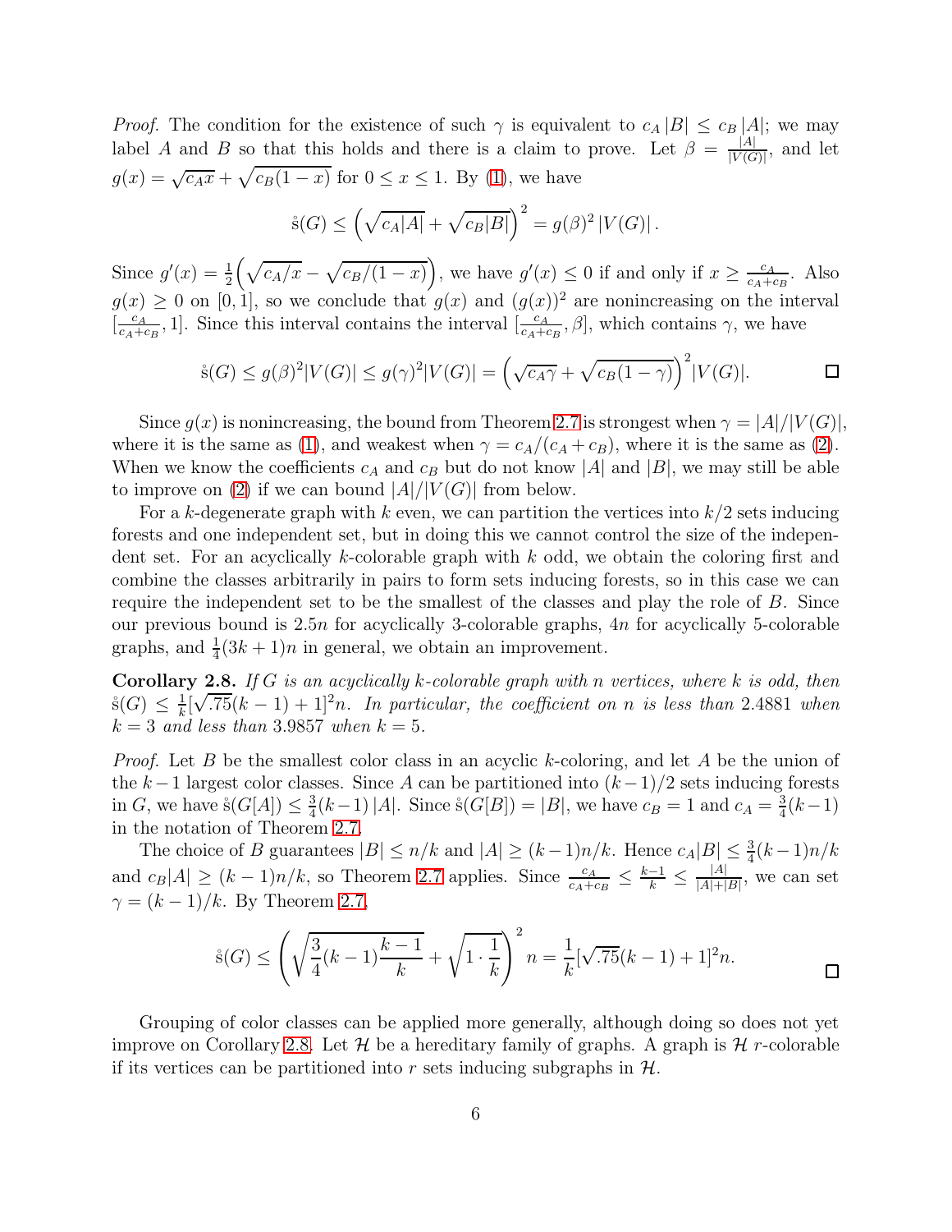*Proof.* The condition for the existence of such $\gamma$ is equivalent to $c_A |B| \le c_B |A|$; we may label $A$ and $B$ so that this holds and there is a claim to prove. Let $\beta = \frac{|A|}{|V(G)|}$, and let $g(x) = \sqrt{c_A x} + \sqrt{c_B(1-x)}$ for $0 \le x \le 1$. By (1), we have

$$\mathring{\mathrm{s}}(G) \le \left(\sqrt{c_A|A|} + \sqrt{c_B|B|}\right)^2 = g(\beta)^2 \, |V(G)| \, .$$

Since $g'(x) = \frac{1}{2}\Big(\sqrt{c_A/x} - \sqrt{c_B/(1-x)}\Big)$, we have $g'(x) \le 0$ if and only if $x \ge \frac{c_A}{c_A+c_B}$. Also $g(x) \ge 0$ on $[0,1]$, so we conclude that $g(x)$ and $(g(x))^2$ are nonincreasing on the interval $[\frac{c_A}{c_A+c_B}, 1]$. Since this interval contains the interval $[\frac{c_A}{c_A+c_B}, \beta]$, which contains $\gamma$, we have

$$\mathring{\mathrm{s}}(G) \le g(\beta)^2|V(G)| \le g(\gamma)^2|V(G)| = \left(\sqrt{c_A\gamma} + \sqrt{c_B(1-\gamma)}\right)^2|V(G)|.$$

□

Since $g(x)$ is nonincreasing, the bound from Theorem 2.7 is strongest when $\gamma = |A|/|V(G)|$, where it is the same as (1), and weakest when $\gamma = c_A/(c_A + c_B)$, where it is the same as (2). When we know the coefficients $c_A$ and $c_B$ but do not know $|A|$ and $|B|$, we may still be able to improve on (2) if we can bound $|A|/|V(G)|$ from below.

For a $k$-degenerate graph with $k$ even, we can partition the vertices into $k/2$ sets inducing forests and one independent set, but in doing this we cannot control the size of the independent set. For an acyclically $k$-colorable graph with $k$ odd, we obtain the coloring first and combine the classes arbitrarily in pairs to form sets inducing forests, so in this case we can require the independent set to be the smallest of the classes and play the role of $B$. Since our previous bound is $2.5n$ for acyclically 3-colorable graphs, $4n$ for acyclically 5-colorable graphs, and $\frac{1}{4}(3k+1)n$ in general, we obtain an improvement.

**Corollary 2.8.** *If $G$ is an acyclically $k$-colorable graph with $n$ vertices, where $k$ is odd, then $\mathring{\mathrm{s}}(G) \le \frac{1}{k}[\sqrt{.75}(k-1)+1]^2 n$. In particular, the coefficient on $n$ is less than $2.4881$ when $k = 3$ and less than $3.9857$ when $k = 5$.*

*Proof.* Let $B$ be the smallest color class in an acyclic $k$-coloring, and let $A$ be the union of the $k-1$ largest color classes. Since $A$ can be partitioned into $(k-1)/2$ sets inducing forests in $G$, we have $\mathring{\mathrm{s}}(G[A]) \le \frac{3}{4}(k-1)\,|A|$. Since $\mathring{\mathrm{s}}(G[B]) = |B|$, we have $c_B = 1$ and $c_A = \frac{3}{4}(k-1)$ in the notation of Theorem 2.7.

The choice of $B$ guarantees $|B| \le n/k$ and $|A| \ge (k-1)n/k$. Hence $c_A|B| \le \frac{3}{4}(k-1)n/k$ and $c_B|A| \ge (k-1)n/k$, so Theorem 2.7 applies. Since $\frac{c_A}{c_A+c_B} \le \frac{k-1}{k} \le \frac{|A|}{|A|+|B|}$, we can set $\gamma = (k-1)/k$. By Theorem 2.7,

$$\mathring{\mathrm{s}}(G) \le \left(\sqrt{\frac{3}{4}(k-1)\frac{k-1}{k}} + \sqrt{1\cdot\frac{1}{k}}\right)^2 n = \frac{1}{k}[\sqrt{.75}(k-1)+1]^2 n.$$

□

Grouping of color classes can be applied more generally, although doing so does not yet improve on Corollary 2.8. Let $\mathcal{H}$ be a hereditary family of graphs. A graph is $\mathcal{H}$ $r$-colorable if its vertices can be partitioned into $r$ sets inducing subgraphs in $\mathcal{H}$.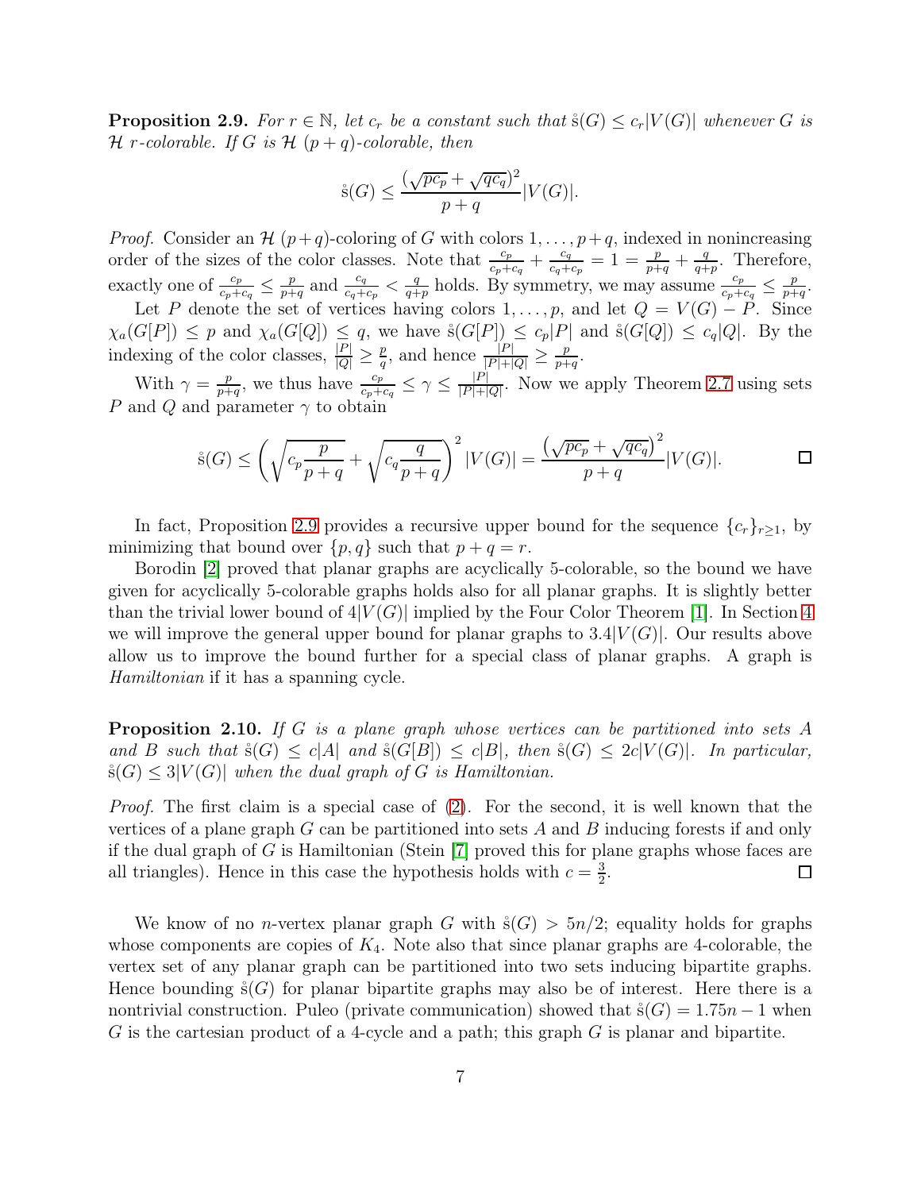**Proposition 2.9.** *For $r \in \mathbb{N}$, let $c_r$ be a constant such that $\mathring{s}(G) \le c_r|V(G)|$ whenever $G$ is $\mathcal{H}$ $r$-colorable. If $G$ is $\mathcal{H}$ $(p+q)$-colorable, then*

$$\mathring{s}(G) \le \frac{(\sqrt{pc_p} + \sqrt{qc_q})^2}{p+q}|V(G)|.$$

*Proof.* Consider an $\mathcal{H}$ $(p+q)$-coloring of $G$ with colors $1, \ldots, p+q$, indexed in nonincreasing order of the sizes of the color classes. Note that $\frac{c_p}{c_p+c_q} + \frac{c_q}{c_q+c_p} = 1 = \frac{p}{p+q} + \frac{q}{q+p}$. Therefore, exactly one of $\frac{c_p}{c_p+c_q} \le \frac{p}{p+q}$ and $\frac{c_q}{c_q+c_p} < \frac{q}{q+p}$ holds. By symmetry, we may assume $\frac{c_p}{c_p+c_q} \le \frac{p}{p+q}$.

Let $P$ denote the set of vertices having colors $1, \ldots, p$, and let $Q = V(G) - P$. Since $\chi_a(G[P]) \le p$ and $\chi_a(G[Q]) \le q$, we have $\mathring{s}(G[P]) \le c_p|P|$ and $\mathring{s}(G[Q]) \le c_q|Q|$. By the indexing of the color classes, $\frac{|P|}{|Q|} \ge \frac{p}{q}$, and hence $\frac{|P|}{|P|+|Q|} \ge \frac{p}{p+q}$.

With $\gamma = \frac{p}{p+q}$, we thus have $\frac{c_p}{c_p+c_q} \le \gamma \le \frac{|P|}{|P|+|Q|}$. Now we apply Theorem 2.7 using sets $P$ and $Q$ and parameter $\gamma$ to obtain

$$\mathring{s}(G) \le \left(\sqrt{c_p\frac{p}{p+q}} + \sqrt{c_q\frac{q}{p+q}}\right)^2 |V(G)| = \frac{\left(\sqrt{pc_p} + \sqrt{qc_q}\right)^2}{p+q}|V(G)|.$$ ◻

In fact, Proposition 2.9 provides a recursive upper bound for the sequence $\{c_r\}_{r \ge 1}$, by minimizing that bound over $\{p, q\}$ such that $p + q = r$.

Borodin [2] proved that planar graphs are acyclically 5-colorable, so the bound we have given for acyclically 5-colorable graphs holds also for all planar graphs. It is slightly better than the trivial lower bound of $4|V(G)|$ implied by the Four Color Theorem [1]. In Section 4 we will improve the general upper bound for planar graphs to $3.4|V(G)|$. Our results above allow us to improve the bound further for a special class of planar graphs. A graph is *Hamiltonian* if it has a spanning cycle.

**Proposition 2.10.** *If $G$ is a plane graph whose vertices can be partitioned into sets $A$ and $B$ such that $\mathring{s}(G) \le c|A|$ and $\mathring{s}(G[B]) \le c|B|$, then $\mathring{s}(G) \le 2c|V(G)|$. In particular, $\mathring{s}(G) \le 3|V(G)|$ when the dual graph of $G$ is Hamiltonian.*

*Proof.* The first claim is a special case of (2). For the second, it is well known that the vertices of a plane graph $G$ can be partitioned into sets $A$ and $B$ inducing forests if and only if the dual graph of $G$ is Hamiltonian (Stein [7] proved this for plane graphs whose faces are all triangles). Hence in this case the hypothesis holds with $c = \frac{3}{2}$. ◻

We know of no $n$-vertex planar graph $G$ with $\mathring{s}(G) > 5n/2$; equality holds for graphs whose components are copies of $K_4$. Note also that since planar graphs are 4-colorable, the vertex set of any planar graph can be partitioned into two sets inducing bipartite graphs. Hence bounding $\mathring{s}(G)$ for planar bipartite graphs may also be of interest. Here there is a nontrivial construction. Puleo (private communication) showed that $\mathring{s}(G) = 1.75n - 1$ when $G$ is the cartesian product of a 4-cycle and a path; this graph $G$ is planar and bipartite.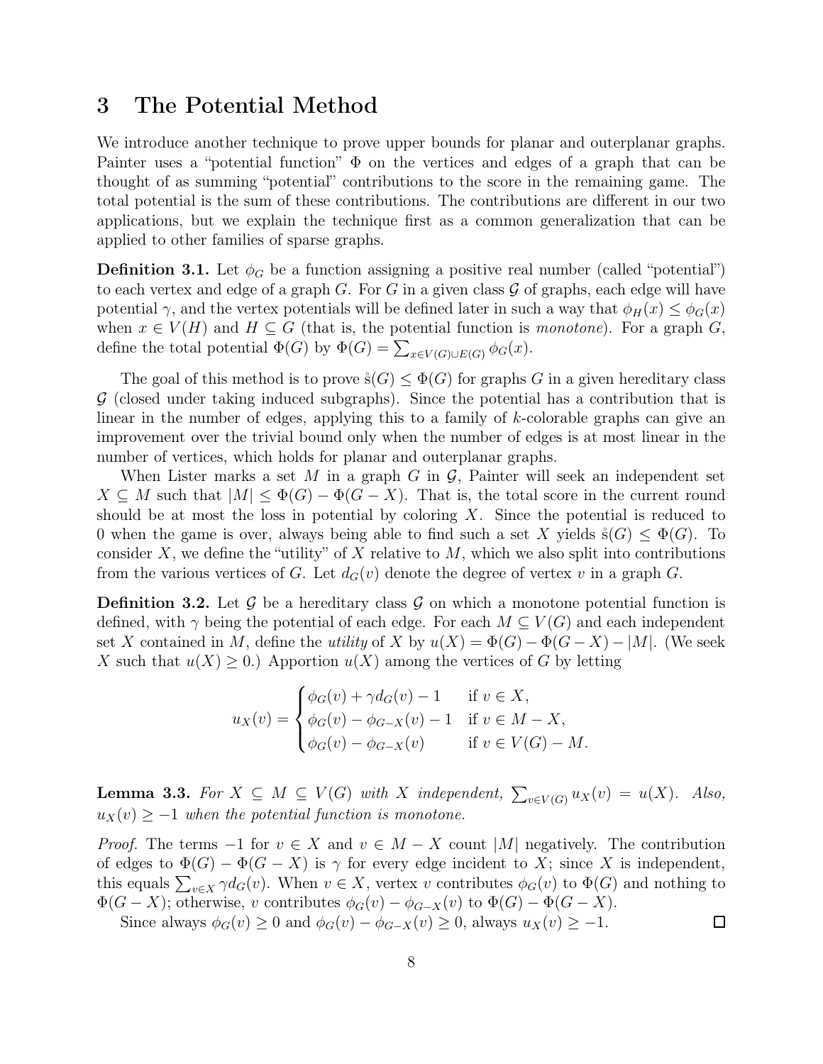## 3 The Potential Method

We introduce another technique to prove upper bounds for planar and outerplanar graphs. Painter uses a "potential function" $\Phi$ on the vertices and edges of a graph that can be thought of as summing "potential" contributions to the score in the remaining game. The total potential is the sum of these contributions. The contributions are different in our two applications, but we explain the technique first as a common generalization that can be applied to other families of sparse graphs.

**Definition 3.1.** Let $\phi_G$ be a function assigning a positive real number (called "potential") to each vertex and edge of a graph $G$. For $G$ in a given class $\mathcal{G}$ of graphs, each edge will have potential $\gamma$, and the vertex potentials will be defined later in such a way that $\phi_H(x) \le \phi_G(x)$ when $x \in V(H)$ and $H \subseteq G$ (that is, the potential function is *monotone*). For a graph $G$, define the total potential $\Phi(G)$ by $\Phi(G) = \sum_{x \in V(G) \cup E(G)} \phi_G(x)$.

The goal of this method is to prove $\mathring{s}(G) \le \Phi(G)$ for graphs $G$ in a given hereditary class $\mathcal{G}$ (closed under taking induced subgraphs). Since the potential has a contribution that is linear in the number of edges, applying this to a family of $k$-colorable graphs can give an improvement over the trivial bound only when the number of edges is at most linear in the number of vertices, which holds for planar and outerplanar graphs.

When Lister marks a set $M$ in a graph $G$ in $\mathcal{G}$, Painter will seek an independent set $X \subseteq M$ such that $|M| \le \Phi(G) - \Phi(G - X)$. That is, the total score in the current round should be at most the loss in potential by coloring $X$. Since the potential is reduced to 0 when the game is over, always being able to find such a set $X$ yields $\mathring{s}(G) \le \Phi(G)$. To consider $X$, we define the "utility" of $X$ relative to $M$, which we also split into contributions from the various vertices of $G$. Let $d_G(v)$ denote the degree of vertex $v$ in a graph $G$.

**Definition 3.2.** Let $\mathcal{G}$ be a hereditary class $\mathcal{G}$ on which a monotone potential function is defined, with $\gamma$ being the potential of each edge. For each $M \subseteq V(G)$ and each independent set $X$ contained in $M$, define the *utility* of $X$ by $u(X) = \Phi(G) - \Phi(G - X) - |M|$. (We seek $X$ such that $u(X) \ge 0$.) Apportion $u(X)$ among the vertices of $G$ by letting

$$u_X(v) = \begin{cases} \phi_G(v) + \gamma d_G(v) - 1 & \text{if } v \in X, \\ \phi_G(v) - \phi_{G-X}(v) - 1 & \text{if } v \in M - X, \\ \phi_G(v) - \phi_{G-X}(v) & \text{if } v \in V(G) - M. \end{cases}$$

**Lemma 3.3.** *For $X \subseteq M \subseteq V(G)$ with $X$ independent, $\sum_{v \in V(G)} u_X(v) = u(X)$. Also, $u_X(v) \ge -1$ when the potential function is monotone.*

*Proof.* The terms $-1$ for $v \in X$ and $v \in M - X$ count $|M|$ negatively. The contribution of edges to $\Phi(G) - \Phi(G - X)$ is $\gamma$ for every edge incident to $X$; since $X$ is independent, this equals $\sum_{v \in X} \gamma d_G(v)$. When $v \in X$, vertex $v$ contributes $\phi_G(v)$ to $\Phi(G)$ and nothing to $\Phi(G - X)$; otherwise, $v$ contributes $\phi_G(v) - \phi_{G-X}(v)$ to $\Phi(G) - \Phi(G - X)$.

Since always $\phi_G(v) \ge 0$ and $\phi_G(v) - \phi_{G-X}(v) \ge 0$, always $u_X(v) \ge -1$. $\square$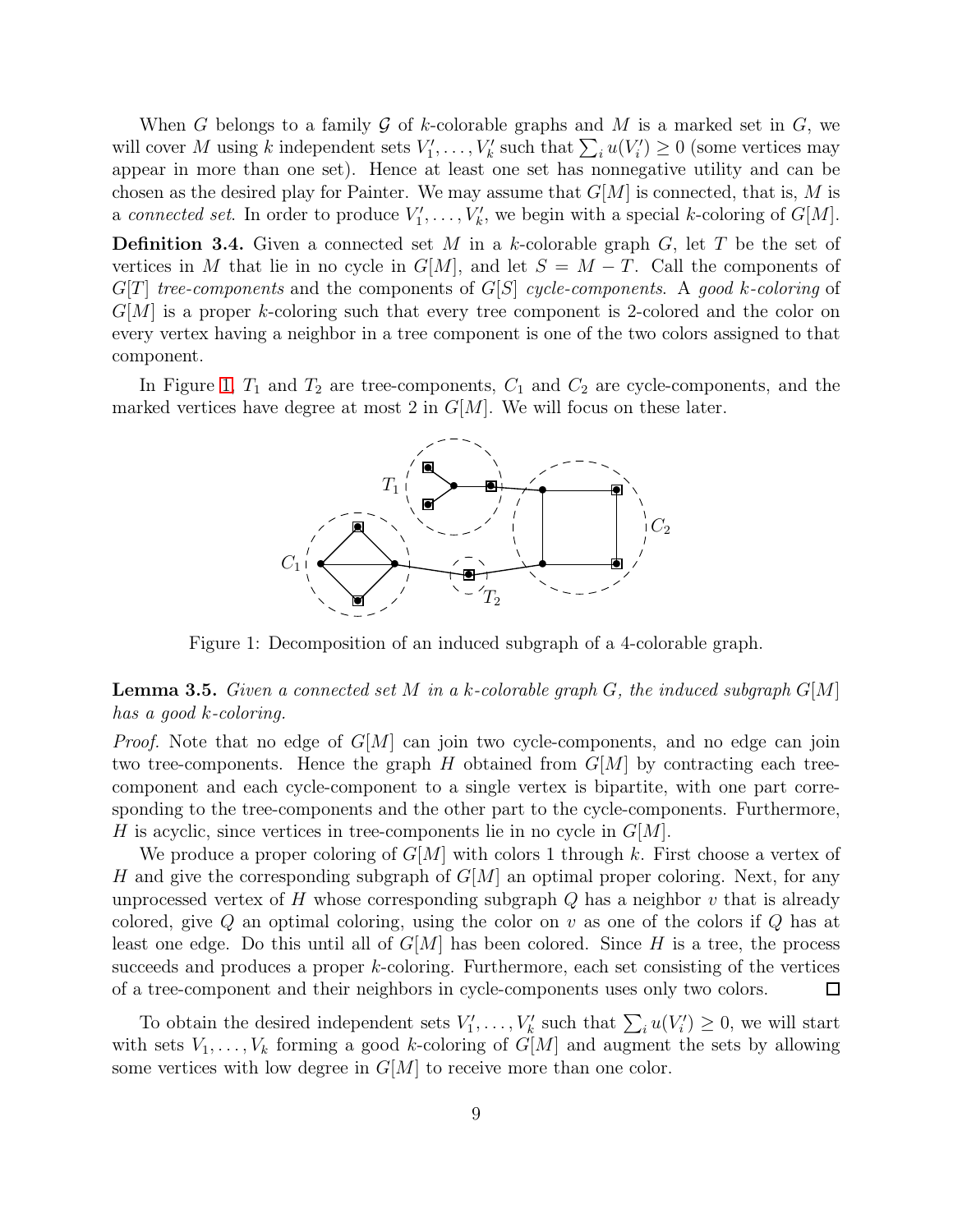When $G$ belongs to a family $\mathcal{G}$ of $k$-colorable graphs and $M$ is a marked set in $G$, we will cover $M$ using $k$ independent sets $V_1', \dots, V_k'$ such that $\sum_i u(V_i') \geq 0$ (some vertices may appear in more than one set). Hence at least one set has nonnegative utility and can be chosen as the desired play for Painter. We may assume that $G[M]$ is connected, that is, $M$ is a *connected set*. In order to produce $V_1', \dots, V_k'$, we begin with a special $k$-coloring of $G[M]$.

**Definition 3.4.** Given a connected set $M$ in a $k$-colorable graph $G$, let $T$ be the set of vertices in $M$ that lie in no cycle in $G[M]$, and let $S = M - T$. Call the components of $G[T]$ *tree-components* and the components of $G[S]$ *cycle-components*. A *good $k$-coloring* of $G[M]$ is a proper $k$-coloring such that every tree component is 2-colored and the color on every vertex having a neighbor in a tree component is one of the two colors assigned to that component.

In Figure 1, $T_1$ and $T_2$ are tree-components, $C_1$ and $C_2$ are cycle-components, and the marked vertices have degree at most 2 in $G[M]$. We will focus on these later.

Figure 1: Decomposition of an induced subgraph of a 4-colorable graph.

**Lemma 3.5.** *Given a connected set $M$ in a $k$-colorable graph $G$, the induced subgraph $G[M]$ has a good $k$-coloring.*

*Proof.* Note that no edge of $G[M]$ can join two cycle-components, and no edge can join two tree-components. Hence the graph $H$ obtained from $G[M]$ by contracting each tree-component and each cycle-component to a single vertex is bipartite, with one part corresponding to the tree-components and the other part to the cycle-components. Furthermore, $H$ is acyclic, since vertices in tree-components lie in no cycle in $G[M]$.

We produce a proper coloring of $G[M]$ with colors 1 through $k$. First choose a vertex of $H$ and give the corresponding subgraph of $G[M]$ an optimal proper coloring. Next, for any unprocessed vertex of $H$ whose corresponding subgraph $Q$ has a neighbor $v$ that is already colored, give $Q$ an optimal coloring, using the color on $v$ as one of the colors if $Q$ has at least one edge. Do this until all of $G[M]$ has been colored. Since $H$ is a tree, the process succeeds and produces a proper $k$-coloring. Furthermore, each set consisting of the vertices of a tree-component and their neighbors in cycle-components uses only two colors. $\square$

To obtain the desired independent sets $V_1', \dots, V_k'$ such that $\sum_i u(V_i') \geq 0$, we will start with sets $V_1, \dots, V_k$ forming a good $k$-coloring of $G[M]$ and augment the sets by allowing some vertices with low degree in $G[M]$ to receive more than one color.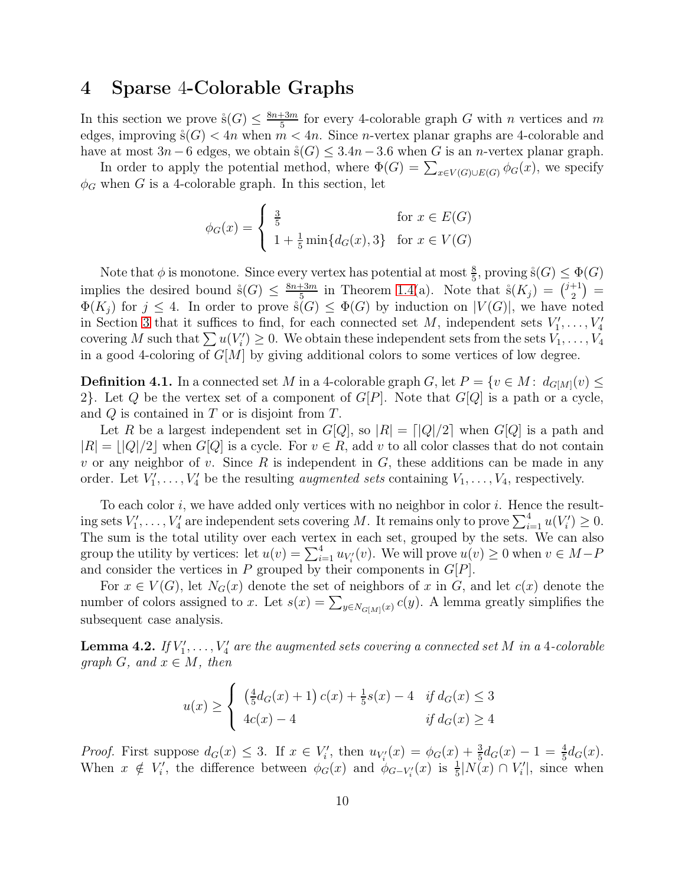# 4 Sparse 4-Colorable Graphs

In this section we prove $\mathring{s}(G) \leq \frac{8n+3m}{5}$ for every 4-colorable graph $G$ with $n$ vertices and $m$ edges, improving $\mathring{s}(G) < 4n$ when $m < 4n$. Since $n$-vertex planar graphs are 4-colorable and have at most $3n - 6$ edges, we obtain $\mathring{s}(G) \leq 3.4n - 3.6$ when $G$ is an $n$-vertex planar graph.

In order to apply the potential method, where $\Phi(G) = \sum_{x \in V(G) \cup E(G)} \phi_G(x)$, we specify $\phi_G$ when $G$ is a 4-colorable graph. In this section, let

$$\phi_G(x) = \begin{cases} \frac{3}{5} & \text{for } x \in E(G) \\ 1 + \frac{1}{5}\min\{d_G(x), 3\} & \text{for } x \in V(G) \end{cases}$$

Note that $\phi$ is monotone. Since every vertex has potential at most $\frac{8}{5}$, proving $\mathring{s}(G) \leq \Phi(G)$ implies the desired bound $\mathring{s}(G) \leq \frac{8n+3m}{5}$ in Theorem 1.4(a). Note that $\mathring{s}(K_j) = \binom{j+1}{2} = \Phi(K_j)$ for $j \leq 4$. In order to prove $\mathring{s}(G) \leq \Phi(G)$ by induction on $|V(G)|$, we have noted in Section 3 that it suffices to find, for each connected set $M$, independent sets $V_1', \ldots, V_4'$ covering $M$ such that $\sum u(V_i') \geq 0$. We obtain these independent sets from the sets $V_1, \ldots, V_4$ in a good 4-coloring of $G[M]$ by giving additional colors to some vertices of low degree.

**Definition 4.1.** In a connected set $M$ in a 4-colorable graph $G$, let $P = \{v \in M \colon d_{G[M]}(v) \leq 2\}$. Let $Q$ be the vertex set of a component of $G[P]$. Note that $G[Q]$ is a path or a cycle, and $Q$ is contained in $T$ or is disjoint from $T$.

Let $R$ be a largest independent set in $G[Q]$, so $|R| = \lceil |Q|/2 \rceil$ when $G[Q]$ is a path and $|R| = \lfloor |Q|/2 \rfloor$ when $G[Q]$ is a cycle. For $v \in R$, add $v$ to all color classes that do not contain $v$ or any neighbor of $v$. Since $R$ is independent in $G$, these additions can be made in any order. Let $V_1', \ldots, V_4'$ be the resulting *augmented sets* containing $V_1, \ldots, V_4$, respectively.

To each color $i$, we have added only vertices with no neighbor in color $i$. Hence the resulting sets $V_1', \ldots, V_4'$ are independent sets covering $M$. It remains only to prove $\sum_{i=1}^{4} u(V_i') \geq 0$. The sum is the total utility over each vertex in each set, grouped by the sets. We can also group the utility by vertices: let $u(v) = \sum_{i=1}^{4} u_{V_i'}(v)$. We will prove $u(v) \geq 0$ when $v \in M - P$ and consider the vertices in $P$ grouped by their components in $G[P]$.

For $x \in V(G)$, let $N_G(x)$ denote the set of neighbors of $x$ in $G$, and let $c(x)$ denote the number of colors assigned to $x$. Let $s(x) = \sum_{y \in N_{G[M]}(x)} c(y)$. A lemma greatly simplifies the subsequent case analysis.

**Lemma 4.2.** *If $V_1', \ldots, V_4'$ are the augmented sets covering a connected set $M$ in a 4-colorable graph $G$, and $x \in M$, then*

$$u(x) \geq \begin{cases} \left(\frac{4}{5}d_G(x) + 1\right)c(x) + \frac{1}{5}s(x) - 4 & \text{if } d_G(x) \leq 3 \\ 4c(x) - 4 & \text{if } d_G(x) \geq 4 \end{cases}$$

*Proof.* First suppose $d_G(x) \leq 3$. If $x \in V_i'$, then $u_{V_i'}(x) = \phi_G(x) + \frac{3}{5}d_G(x) - 1 = \frac{4}{5}d_G(x)$. When $x \notin V_i'$, the difference between $\phi_G(x)$ and $\phi_{G-V_i'}(x)$ is $\frac{1}{5}|N(x) \cap V_i'|$, since when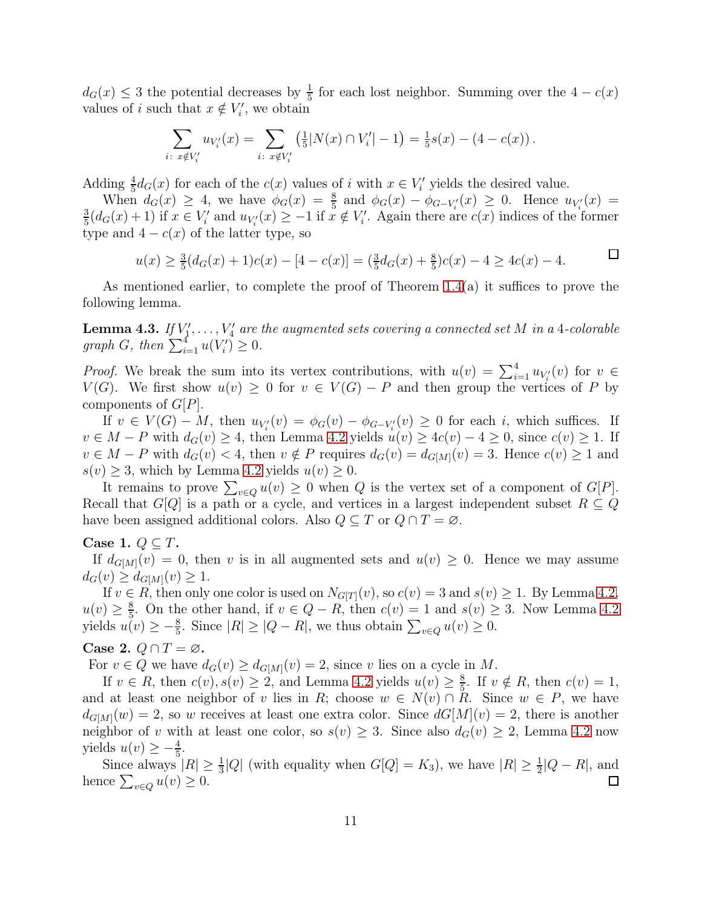$d_G(x) \le 3$ the potential decreases by $\frac{1}{5}$ for each lost neighbor. Summing over the $4 - c(x)$ values of $i$ such that $x \notin V_i'$, we obtain

$$\sum_{i:\ x \notin V_i'} u_{V_i'}(x) = \sum_{i:\ x \notin V_i'} \left( \tfrac{1}{5}|N(x) \cap V_i'| - 1 \right) = \tfrac{1}{5}s(x) - (4 - c(x)).$$

Adding $\frac{4}{5}d_G(x)$ for each of the $c(x)$ values of $i$ with $x \in V_i'$ yields the desired value.

When $d_G(x) \ge 4$, we have $\phi_G(x) = \frac{8}{5}$ and $\phi_G(x) - \phi_{G-V_i'}(x) \ge 0$. Hence $u_{V_i'}(x) = \frac{3}{5}(d_G(x)+1)$ if $x \in V_i'$ and $u_{V_i'}(x) \ge -1$ if $x \notin V_i'$. Again there are $c(x)$ indices of the former type and $4 - c(x)$ of the latter type, so

$$u(x) \ge \tfrac{3}{5}(d_G(x)+1)c(x) - [4 - c(x)] = (\tfrac{3}{5}d_G(x) + \tfrac{8}{5})c(x) - 4 \ge 4c(x) - 4. \qquad \square$$

As mentioned earlier, to complete the proof of Theorem 1.4(a) it suffices to prove the following lemma.

**Lemma 4.3.** *If $V_1', \ldots, V_4'$ are the augmented sets covering a connected set $M$ in a 4-colorable graph $G$, then $\sum_{i=1}^4 u(V_i') \ge 0$.*

*Proof.* We break the sum into its vertex contributions, with $u(v) = \sum_{i=1}^4 u_{V_i'}(v)$ for $v \in V(G)$. We first show $u(v) \ge 0$ for $v \in V(G) - P$ and then group the vertices of $P$ by components of $G[P]$.

If $v \in V(G) - M$, then $u_{V_i'}(v) = \phi_G(v) - \phi_{G-V_i'}(v) \ge 0$ for each $i$, which suffices. If $v \in M - P$ with $d_G(v) \ge 4$, then Lemma 4.2 yields $u(v) \ge 4c(v) - 4 \ge 0$, since $c(v) \ge 1$. If $v \in M - P$ with $d_G(v) < 4$, then $v \notin P$ requires $d_G(v) = d_{G[M]}(v) = 3$. Hence $c(v) \ge 1$ and $s(v) \ge 3$, which by Lemma 4.2 yields $u(v) \ge 0$.

It remains to prove $\sum_{v \in Q} u(v) \ge 0$ when $Q$ is the vertex set of a component of $G[P]$. Recall that $G[Q]$ is a path or a cycle, and vertices in a largest independent subset $R \subseteq Q$ have been assigned additional colors. Also $Q \subseteq T$ or $Q \cap T = \varnothing$.

**Case 1. $Q \subseteq T$.**
If $d_{G[M]}(v) = 0$, then $v$ is in all augmented sets and $u(v) \ge 0$. Hence we may assume $d_G(v) \ge d_{G[M]}(v) \ge 1$.

If $v \in R$, then only one color is used on $N_{G[T]}(v)$, so $c(v) = 3$ and $s(v) \ge 1$. By Lemma 4.2, $u(v) \ge \frac{8}{5}$. On the other hand, if $v \in Q - R$, then $c(v) = 1$ and $s(v) \ge 3$. Now Lemma 4.2 yields $u(v) \ge -\frac{8}{5}$. Since $|R| \ge |Q - R|$, we thus obtain $\sum_{v \in Q} u(v) \ge 0$.

**Case 2. $Q \cap T = \varnothing$.**
For $v \in Q$ we have $d_G(v) \ge d_{G[M]}(v) = 2$, since $v$ lies on a cycle in $M$.

If $v \in R$, then $c(v), s(v) \ge 2$, and Lemma 4.2 yields $u(v) \ge \frac{8}{5}$. If $v \notin R$, then $c(v) = 1$, and at least one neighbor of $v$ lies in $R$; choose $w \in N(v) \cap R$. Since $w \in P$, we have $d_{G[M]}(w) = 2$, so $w$ receives at least one extra color. Since $dG[M](v) = 2$, there is another neighbor of $v$ with at least one color, so $s(v) \ge 3$. Since also $d_G(v) \ge 2$, Lemma 4.2 now yields $u(v) \ge -\frac{4}{5}$.

Since always $|R| \ge \frac{1}{3}|Q|$ (with equality when $G[Q] = K_3$), we have $|R| \ge \frac{1}{2}|Q - R|$, and hence $\sum_{v \in Q} u(v) \ge 0$. $\square$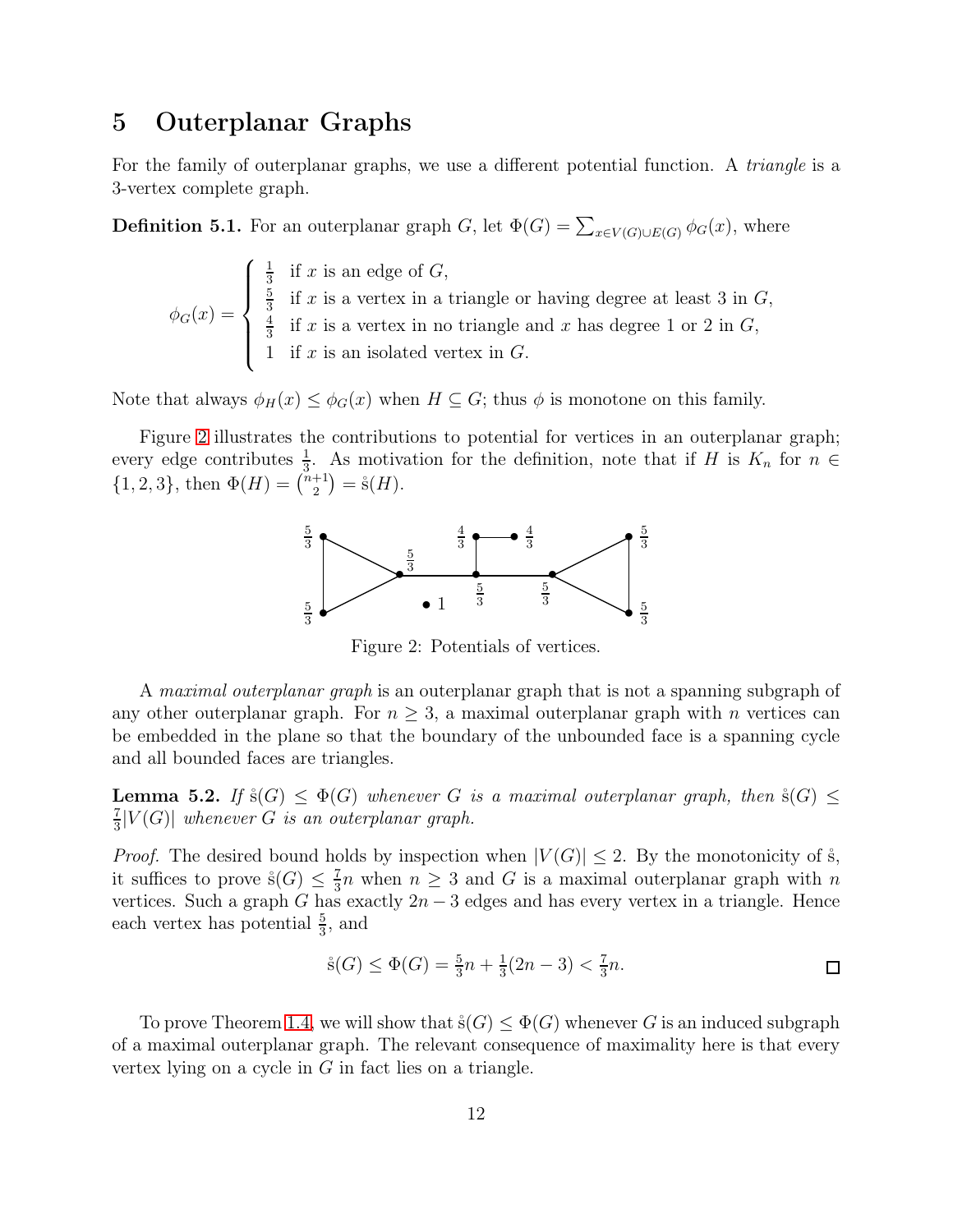# 5 Outerplanar Graphs

For the family of outerplanar graphs, we use a different potential function. A *triangle* is a 3-vertex complete graph.

**Definition 5.1.** For an outerplanar graph $G$, let $\Phi(G) = \sum_{x \in V(G) \cup E(G)} \phi_G(x)$, where

$$\phi_G(x) = \begin{cases} \frac{1}{3} & \text{if } x \text{ is an edge of } G, \\ \frac{5}{3} & \text{if } x \text{ is a vertex in a triangle or having degree at least 3 in } G, \\ \frac{4}{3} & \text{if } x \text{ is a vertex in no triangle and } x \text{ has degree 1 or 2 in } G, \\ 1 & \text{if } x \text{ is an isolated vertex in } G. \end{cases}$$

Note that always $\phi_H(x) \le \phi_G(x)$ when $H \subseteq G$; thus $\phi$ is monotone on this family.

Figure 2 illustrates the contributions to potential for vertices in an outerplanar graph; every edge contributes $\frac{1}{3}$. As motivation for the definition, note that if $H$ is $K_n$ for $n \in \{1, 2, 3\}$, then $\Phi(H) = \binom{n+1}{2} = \mathring{s}(H)$.

Figure 2: Potentials of vertices.

A *maximal outerplanar graph* is an outerplanar graph that is not a spanning subgraph of any other outerplanar graph. For $n \ge 3$, a maximal outerplanar graph with $n$ vertices can be embedded in the plane so that the boundary of the unbounded face is a spanning cycle and all bounded faces are triangles.

**Lemma 5.2.** *If $\mathring{s}(G) \le \Phi(G)$ whenever $G$ is a maximal outerplanar graph, then $\mathring{s}(G) \le \frac{7}{3}|V(G)|$ whenever $G$ is an outerplanar graph.*

*Proof.* The desired bound holds by inspection when $|V(G)| \le 2$. By the monotonicity of $\mathring{s}$, it suffices to prove $\mathring{s}(G) \le \frac{7}{3}n$ when $n \ge 3$ and $G$ is a maximal outerplanar graph with $n$ vertices. Such a graph $G$ has exactly $2n - 3$ edges and has every vertex in a triangle. Hence each vertex has potential $\frac{5}{3}$, and

$$\mathring{s}(G) \le \Phi(G) = \tfrac{5}{3}n + \tfrac{1}{3}(2n - 3) < \tfrac{7}{3}n.$$

□

To prove Theorem 1.4, we will show that $\mathring{s}(G) \le \Phi(G)$ whenever $G$ is an induced subgraph of a maximal outerplanar graph. The relevant consequence of maximality here is that every vertex lying on a cycle in $G$ in fact lies on a triangle.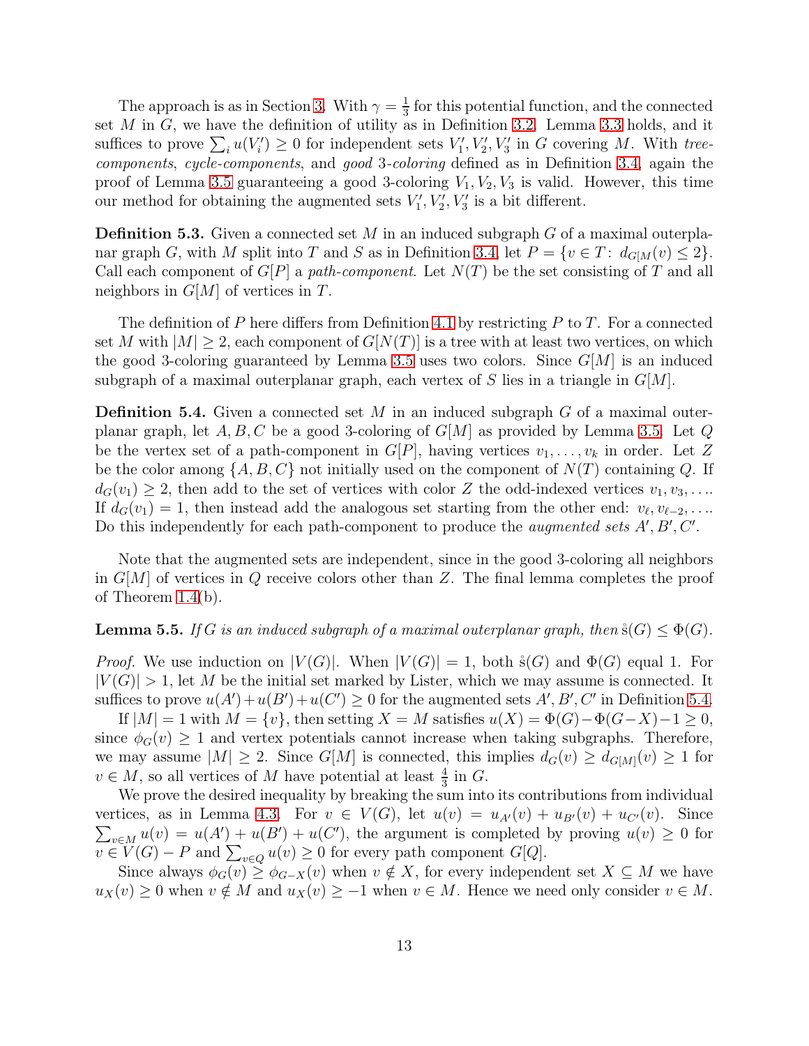The approach is as in Section 3. With $\gamma = \frac{1}{3}$ for this potential function, and the connected set $M$ in $G$, we have the definition of utility as in Definition 3.2. Lemma 3.3 holds, and it suffices to prove $\sum_i u(V_i') \ge 0$ for independent sets $V_1', V_2', V_3'$ in $G$ covering $M$. With *tree-components*, *cycle-components*, and *good* 3*-coloring* defined as in Definition 3.4, again the proof of Lemma 3.5 guaranteeing a good 3-coloring $V_1, V_2, V_3$ is valid. However, this time our method for obtaining the augmented sets $V_1', V_2', V_3'$ is a bit different.

**Definition 5.3.** Given a connected set $M$ in an induced subgraph $G$ of a maximal outerplanar graph $G$, with $M$ split into $T$ and $S$ as in Definition 3.4, let $P = \{v \in T\colon\ d_{G[M]}(v) \le 2\}$. Call each component of $G[P]$ a *path-component*. Let $N(T)$ be the set consisting of $T$ and all neighbors in $G[M]$ of vertices in $T$.

The definition of $P$ here differs from Definition 4.1 by restricting $P$ to $T$. For a connected set $M$ with $|M| \ge 2$, each component of $G[N(T)]$ is a tree with at least two vertices, on which the good 3-coloring guaranteed by Lemma 3.5 uses two colors. Since $G[M]$ is an induced subgraph of a maximal outerplanar graph, each vertex of $S$ lies in a triangle in $G[M]$.

**Definition 5.4.** Given a connected set $M$ in an induced subgraph $G$ of a maximal outerplanar graph, let $A, B, C$ be a good 3-coloring of $G[M]$ as provided by Lemma 3.5. Let $Q$ be the vertex set of a path-component in $G[P]$, having vertices $v_1, \dots, v_k$ in order. Let $Z$ be the color among $\{A, B, C\}$ not initially used on the component of $N(T)$ containing $Q$. If $d_G(v_1) \ge 2$, then add to the set of vertices with color $Z$ the odd-indexed vertices $v_1, v_3, \dots$. If $d_G(v_1) = 1$, then instead add the analogous set starting from the other end: $v_\ell, v_{\ell-2}, \dots$. Do this independently for each path-component to produce the *augmented sets* $A', B', C'$.

Note that the augmented sets are independent, since in the good 3-coloring all neighbors in $G[M]$ of vertices in $Q$ receive colors other than $Z$. The final lemma completes the proof of Theorem 1.4(b).

**Lemma 5.5.** *If $G$ is an induced subgraph of a maximal outerplanar graph, then $\mathring{s}(G) \le \Phi(G)$.*

*Proof.* We use induction on $|V(G)|$. When $|V(G)| = 1$, both $\mathring{s}(G)$ and $\Phi(G)$ equal 1. For $|V(G)| > 1$, let $M$ be the initial set marked by Lister, which we may assume is connected. It suffices to prove $u(A') + u(B') + u(C') \ge 0$ for the augmented sets $A', B', C'$ in Definition 5.4.

If $|M| = 1$ with $M = \{v\}$, then setting $X = M$ satisfies $u(X) = \Phi(G) - \Phi(G - X) - 1 \ge 0$, since $\phi_G(v) \ge 1$ and vertex potentials cannot increase when taking subgraphs. Therefore, we may assume $|M| \ge 2$. Since $G[M]$ is connected, this implies $d_G(v) \ge d_{G[M]}(v) \ge 1$ for $v \in M$, so all vertices of $M$ have potential at least $\frac{4}{3}$ in $G$.

We prove the desired inequality by breaking the sum into its contributions from individual vertices, as in Lemma 4.3. For $v \in V(G)$, let $u(v) = u_{A'}(v) + u_{B'}(v) + u_{C'}(v)$. Since $\sum_{v \in M} u(v) = u(A') + u(B') + u(C')$, the argument is completed by proving $u(v) \ge 0$ for $v \in V(G) - P$ and $\sum_{v \in Q} u(v) \ge 0$ for every path component $G[Q]$.

Since always $\phi_G(v) \ge \phi_{G-X}(v)$ when $v \notin X$, for every independent set $X \subseteq M$ we have $u_X(v) \ge 0$ when $v \notin M$ and $u_X(v) \ge -1$ when $v \in M$. Hence we need only consider $v \in M$.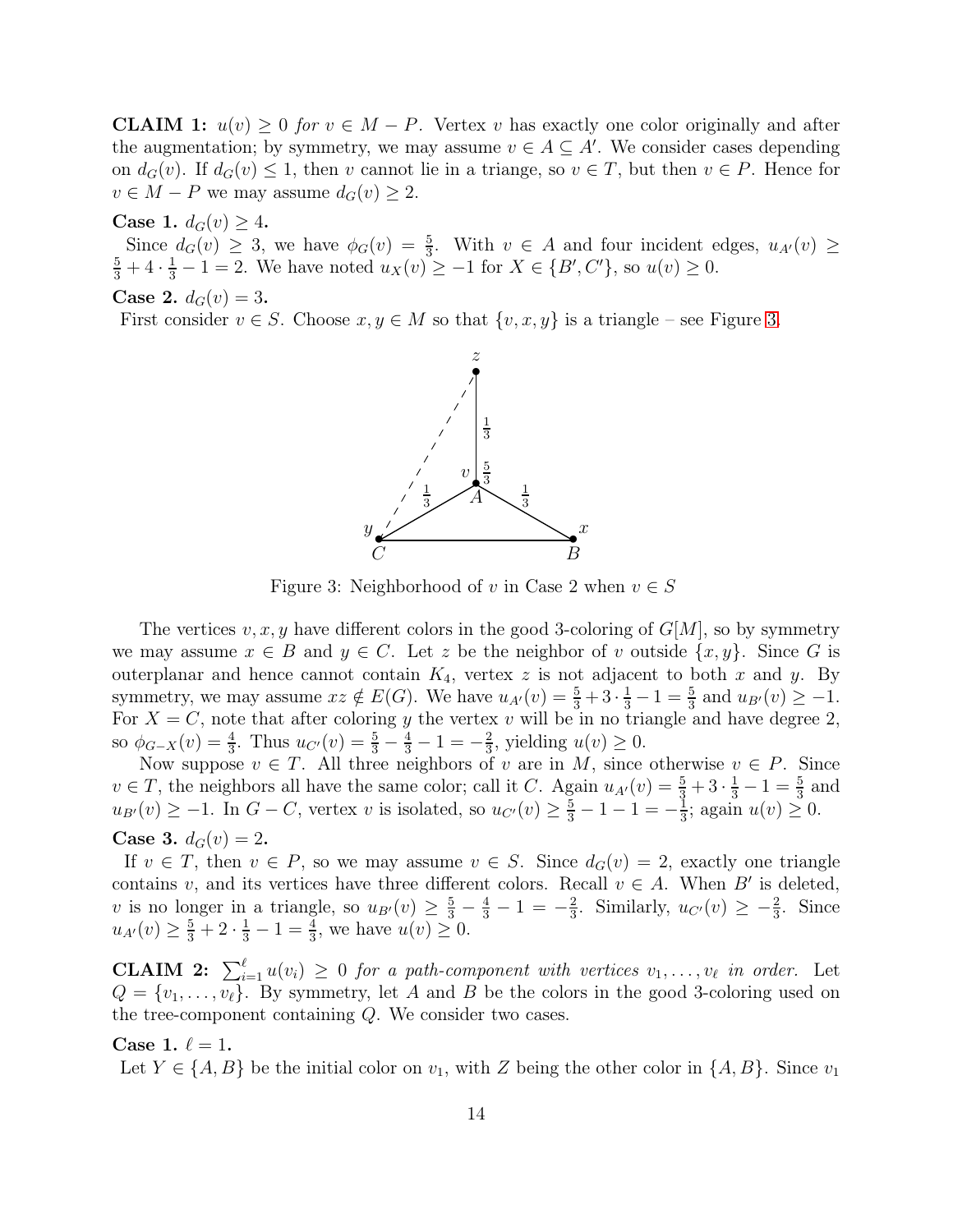**CLAIM 1:** *$u(v) \geq 0$ for $v \in M - P$.* Vertex $v$ has exactly one color originally and after the augmentation; by symmetry, we may assume $v \in A \subseteq A'$. We consider cases depending on $d_G(v)$. If $d_G(v) \leq 1$, then $v$ cannot lie in a triange, so $v \in T$, but then $v \in P$. Hence for $v \in M - P$ we may assume $d_G(v) \geq 2$.

**Case 1.** $d_G(v) \geq 4$**.**

Since $d_G(v) \geq 3$, we have $\phi_G(v) = \frac{5}{3}$. With $v \in A$ and four incident edges, $u_{A'}(v) \geq \frac{5}{3} + 4 \cdot \frac{1}{3} - 1 = 2$. We have noted $u_X(v) \geq -1$ for $X \in \{B', C'\}$, so $u(v) \geq 0$.

**Case 2.** $d_G(v) = 3$**.**

First consider $v \in S$. Choose $x, y \in M$ so that $\{v, x, y\}$ is a triangle – see Figure 3.

Figure 3: Neighborhood of $v$ in Case 2 when $v \in S$

The vertices $v, x, y$ have different colors in the good 3-coloring of $G[M]$, so by symmetry we may assume $x \in B$ and $y \in C$. Let $z$ be the neighbor of $v$ outside $\{x, y\}$. Since $G$ is outerplanar and hence cannot contain $K_4$, vertex $z$ is not adjacent to both $x$ and $y$. By symmetry, we may assume $xz \notin E(G)$. We have $u_{A'}(v) = \frac{5}{3} + 3 \cdot \frac{1}{3} - 1 = \frac{5}{3}$ and $u_{B'}(v) \geq -1$. For $X = C$, note that after coloring $y$ the vertex $v$ will be in no triangle and have degree 2, so $\phi_{G-X}(v) = \frac{4}{3}$. Thus $u_{C'}(v) = \frac{5}{3} - \frac{4}{3} - 1 = -\frac{2}{3}$, yielding $u(v) \geq 0$.

Now suppose $v \in T$. All three neighbors of $v$ are in $M$, since otherwise $v \in P$. Since $v \in T$, the neighbors all have the same color; call it $C$. Again $u_{A'}(v) = \frac{5}{3} + 3 \cdot \frac{1}{3} - 1 = \frac{5}{3}$ and $u_{B'}(v) \geq -1$. In $G - C$, vertex $v$ is isolated, so $u_{C'}(v) \geq \frac{5}{3} - 1 - 1 = -\frac{1}{3}$; again $u(v) \geq 0$.

**Case 3.** $d_G(v) = 2$**.**

If $v \in T$, then $v \in P$, so we may assume $v \in S$. Since $d_G(v) = 2$, exactly one triangle contains $v$, and its vertices have three different colors. Recall $v \in A$. When $B'$ is deleted, $v$ is no longer in a triangle, so $u_{B'}(v) \geq \frac{5}{3} - \frac{4}{3} - 1 = -\frac{2}{3}$. Similarly, $u_{C'}(v) \geq -\frac{2}{3}$. Since $u_{A'}(v) \geq \frac{5}{3} + 2 \cdot \frac{1}{3} - 1 = \frac{4}{3}$, we have $u(v) \geq 0$.

**CLAIM 2:** *$\sum_{i=1}^{\ell} u(v_i) \geq 0$ for a path-component with vertices $v_1, \ldots, v_\ell$ in order.* Let $Q = \{v_1, \ldots, v_\ell\}$. By symmetry, let $A$ and $B$ be the colors in the good 3-coloring used on the tree-component containing $Q$. We consider two cases.

**Case 1.** $\ell = 1$**.**

Let $Y \in \{A, B\}$ be the initial color on $v_1$, with $Z$ being the other color in $\{A, B\}$. Since $v_1$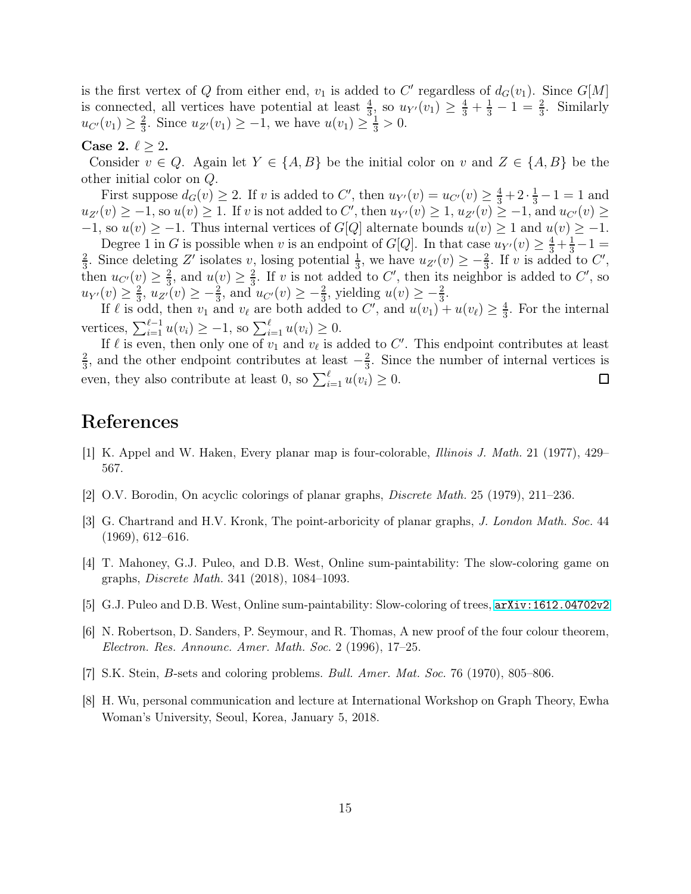is the first vertex of $Q$ from either end, $v_1$ is added to $C'$ regardless of $d_G(v_1)$. Since $G[M]$ is connected, all vertices have potential at least $\frac{4}{3}$, so $u_{Y'}(v_1) \geq \frac{4}{3} + \frac{1}{3} - 1 = \frac{2}{3}$. Similarly $u_{C'}(v_1) \geq \frac{2}{3}$. Since $u_{Z'}(v_1) \geq -1$, we have $u(v_1) \geq \frac{1}{3} > 0$.

**Case 2.** $\ell \geq 2$.

Consider $v \in Q$. Again let $Y \in \{A, B\}$ be the initial color on $v$ and $Z \in \{A, B\}$ be the other initial color on $Q$.

First suppose $d_G(v) \geq 2$. If $v$ is added to $C'$, then $u_{Y'}(v) = u_{C'}(v) \geq \frac{4}{3} + 2 \cdot \frac{1}{3} - 1 = 1$ and $u_{Z'}(v) \geq -1$, so $u(v) \geq 1$. If $v$ is not added to $C'$, then $u_{Y'}(v) \geq 1$, $u_{Z'}(v) \geq -1$, and $u_{C'}(v) \geq -1$, so $u(v) \geq -1$. Thus internal vertices of $G[Q]$ alternate bounds $u(v) \geq 1$ and $u(v) \geq -1$.

Degree 1 in $G$ is possible when $v$ is an endpoint of $G[Q]$. In that case $u_{Y'}(v) \geq \frac{4}{3} + \frac{1}{3} - 1 = \frac{2}{3}$. Since deleting $Z'$ isolates $v$, losing potential $\frac{1}{3}$, we have $u_{Z'}(v) \geq -\frac{2}{3}$. If $v$ is added to $C'$, then $u_{C'}(v) \geq \frac{2}{3}$, and $u(v) \geq \frac{2}{3}$. If $v$ is not added to $C'$, then its neighbor is added to $C'$, so $u_{Y'}(v) \geq \frac{2}{3}$, $u_{Z'}(v) \geq -\frac{2}{3}$, and $u_{C'}(v) \geq -\frac{2}{3}$, yielding $u(v) \geq -\frac{2}{3}$.

If $\ell$ is odd, then $v_1$ and $v_\ell$ are both added to $C'$, and $u(v_1) + u(v_\ell) \geq \frac{4}{3}$. For the internal vertices, $\sum_{i=1}^{\ell-1} u(v_i) \geq -1$, so $\sum_{i=1}^{\ell} u(v_i) \geq 0$.

If $\ell$ is even, then only one of $v_1$ and $v_\ell$ is added to $C'$. This endpoint contributes at least $\frac{2}{3}$, and the other endpoint contributes at least $-\frac{2}{3}$. Since the number of internal vertices is even, they also contribute at least 0, so $\sum_{i=1}^{\ell} u(v_i) \geq 0$. □

# References

[1] K. Appel and W. Haken, Every planar map is four-colorable, *Illinois J. Math.* 21 (1977), 429–567.

[2] O.V. Borodin, On acyclic colorings of planar graphs, *Discrete Math.* 25 (1979), 211–236.

[3] G. Chartrand and H.V. Kronk, The point-arboricity of planar graphs, *J. London Math. Soc.* 44 (1969), 612–616.

[4] T. Mahoney, G.J. Puleo, and D.B. West, Online sum-paintability: The slow-coloring game on graphs, *Discrete Math.* 341 (2018), 1084–1093.

[5] G.J. Puleo and D.B. West, Online sum-paintability: Slow-coloring of trees, arXiv:1612.04702v2

[6] N. Robertson, D. Sanders, P. Seymour, and R. Thomas, A new proof of the four colour theorem, *Electron. Res. Announc. Amer. Math. Soc.* 2 (1996), 17–25.

[7] S.K. Stein, B-sets and coloring problems. *Bull. Amer. Mat. Soc.* 76 (1970), 805–806.

[8] H. Wu, personal communication and lecture at International Workshop on Graph Theory, Ewha Woman's University, Seoul, Korea, January 5, 2018.